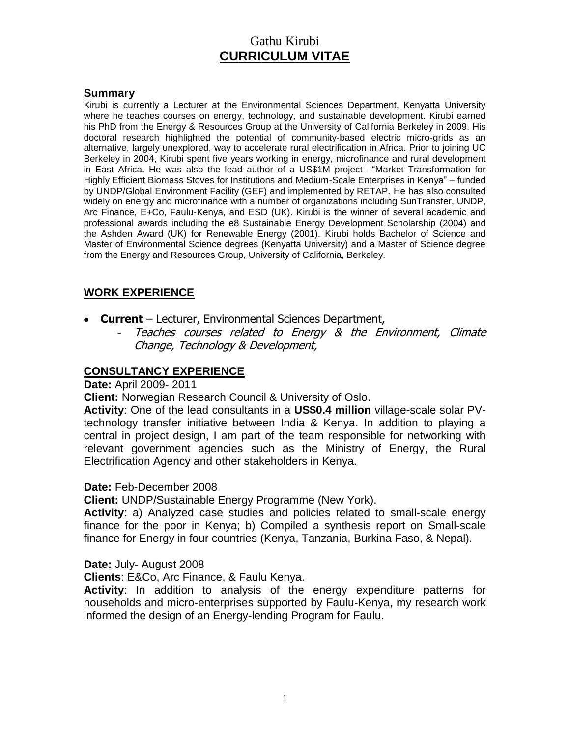# Gathu Kirubi
# CURRICULUM VITAE

## Summary

Kirubi is currently a Lecturer at the Environmental Sciences Department, Kenyatta University where he teaches courses on energy, technology, and sustainable development. Kirubi earned his PhD from the Energy & Resources Group at the University of California Berkeley in 2009. His doctoral research highlighted the potential of community-based electric micro-grids as an alternative, largely unexplored, way to accelerate rural electrification in Africa. Prior to joining UC Berkeley in 2004, Kirubi spent five years working in energy, microfinance and rural development in East Africa. He was also the lead author of a US$1M project –"Market Transformation for Highly Efficient Biomass Stoves for Institutions and Medium-Scale Enterprises in Kenya" – funded by UNDP/Global Environment Facility (GEF) and implemented by RETAP. He has also consulted widely on energy and microfinance with a number of organizations including SunTransfer, UNDP, Arc Finance, E+Co, Faulu-Kenya, and ESD (UK). Kirubi is the winner of several academic and professional awards including the e8 Sustainable Energy Development Scholarship (2004) and the Ashden Award (UK) for Renewable Energy (2001). Kirubi holds Bachelor of Science and Master of Environmental Science degrees (Kenyatta University) and a Master of Science degree from the Energy and Resources Group, University of California, Berkeley.

## WORK EXPERIENCE

- **Current** – Lecturer, Environmental Sciences Department,
  - *Teaches courses related to Energy & the Environment, Climate Change, Technology & Development,*

## CONSULTANCY EXPERIENCE

**Date:** April 2009- 2011

**Client:** Norwegian Research Council & University of Oslo.

**Activity**: One of the lead consultants in a **US$0.4 million** village-scale solar PV-technology transfer initiative between India & Kenya. In addition to playing a central in project design, I am part of the team responsible for networking with relevant government agencies such as the Ministry of Energy, the Rural Electrification Agency and other stakeholders in Kenya.

**Date:** Feb-December 2008

**Client:** UNDP/Sustainable Energy Programme (New York).

**Activity**: a) Analyzed case studies and policies related to small-scale energy finance for the poor in Kenya; b) Compiled a synthesis report on Small-scale finance for Energy in four countries (Kenya, Tanzania, Burkina Faso, & Nepal).

**Date:** July- August 2008

**Clients**: E&Co, Arc Finance, & Faulu Kenya.

**Activity**: In addition to analysis of the energy expenditure patterns for households and micro-enterprises supported by Faulu-Kenya, my research work informed the design of an Energy-lending Program for Faulu.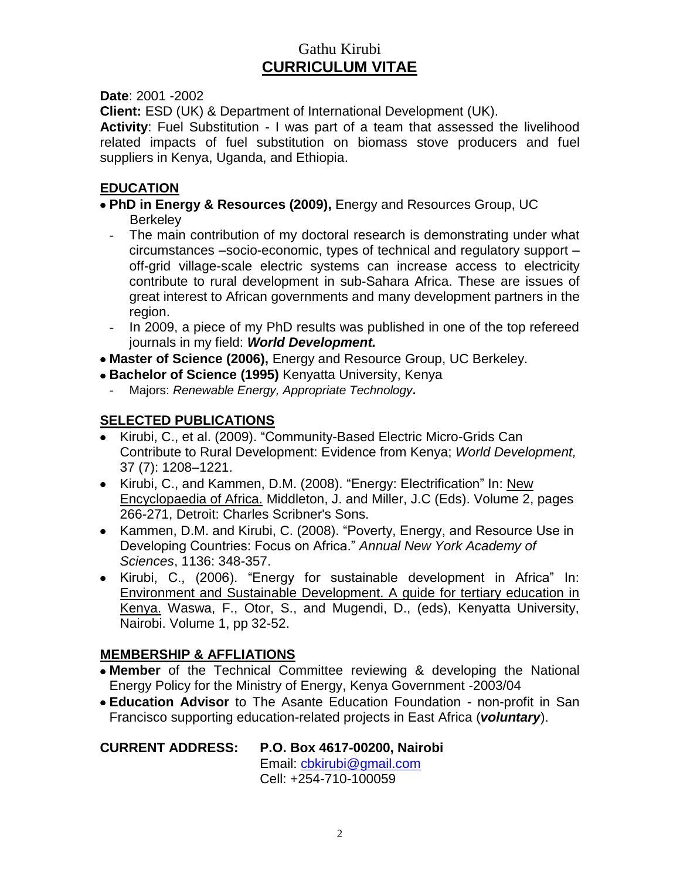Gathu Kirubi
# CURRICULUM VITAE

**Date**: 2001 -2002
**Client:** ESD (UK) & Department of International Development (UK).
**Activity**: Fuel Substitution - I was part of a team that assessed the livelihood related impacts of fuel substitution on biomass stove producers and fuel suppliers in Kenya, Uganda, and Ethiopia.

## EDUCATION

- **PhD in Energy & Resources (2009),** Energy and Resources Group, UC Berkeley
  - The main contribution of my doctoral research is demonstrating under what circumstances –socio-economic, types of technical and regulatory support – off-grid village-scale electric systems can increase access to electricity contribute to rural development in sub-Sahara Africa. These are issues of great interest to African governments and many development partners in the region.
  - In 2009, a piece of my PhD results was published in one of the top refereed journals in my field: ***World Development.***
- **Master of Science (2006),** Energy and Resource Group, UC Berkeley.
- **Bachelor of Science (1995)** Kenyatta University, Kenya
  - Majors: *Renewable Energy, Appropriate Technology*.

## SELECTED PUBLICATIONS

- Kirubi, C., et al. (2009). "Community-Based Electric Micro-Grids Can Contribute to Rural Development: Evidence from Kenya; *World Development,* 37 (7): 1208–1221.
- Kirubi, C., and Kammen, D.M. (2008). "Energy: Electrification" In: New Encyclopaedia of Africa. Middleton, J. and Miller, J.C (Eds). Volume 2, pages 266-271, Detroit: Charles Scribner's Sons.
- Kammen, D.M. and Kirubi, C. (2008). "Poverty, Energy, and Resource Use in Developing Countries: Focus on Africa." *Annual New York Academy of Sciences*, 1136: 348-357.
- Kirubi, C., (2006). "Energy for sustainable development in Africa" In: Environment and Sustainable Development. A guide for tertiary education in Kenya. Waswa, F., Otor, S., and Mugendi, D., (eds), Kenyatta University, Nairobi. Volume 1, pp 32-52.

## MEMBERSHIP & AFFLIATIONS

- **Member** of the Technical Committee reviewing & developing the National Energy Policy for the Ministry of Energy, Kenya Government -2003/04
- **Education Advisor** to The Asante Education Foundation - non-profit in San Francisco supporting education-related projects in East Africa (***voluntary***).

**CURRENT ADDRESS:** **P.O. Box 4617-00200, Nairobi**
Email: cbkirubi@gmail.com
Cell: +254-710-100059